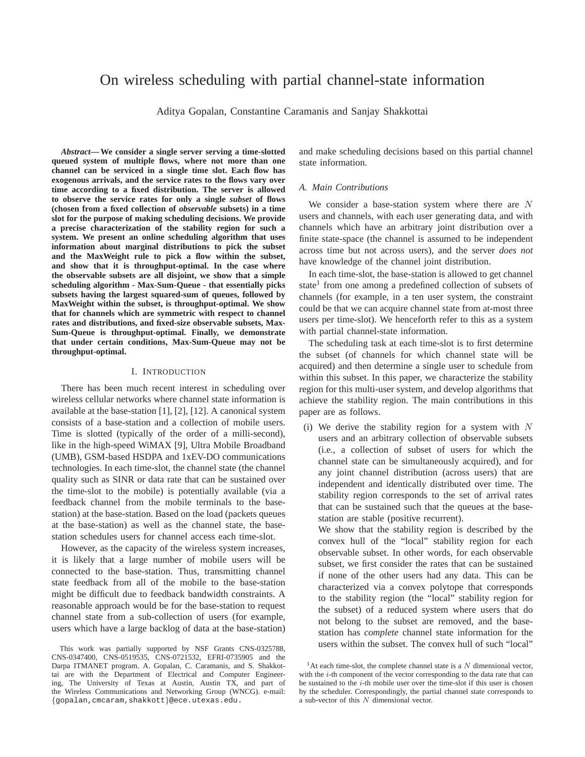# On wireless scheduling with partial channel-state information

Aditya Gopalan, Constantine Caramanis and Sanjay Shakkottai

***Abstract*— We consider a single server serving a time-slotted queued system of multiple flows, where not more than one channel can be serviced in a single time slot. Each flow has exogenous arrivals, and the service rates to the flows vary over time according to a fixed distribution. The server is allowed to observe the service rates for only a single *subset* of flows (chosen from a fixed collection of *observable* subsets) in a time slot for the purpose of making scheduling decisions. We provide a precise characterization of the stability region for such a system. We present an online scheduling algorithm that uses information about marginal distributions to pick the subset and the MaxWeight rule to pick a flow within the subset, and show that it is throughput-optimal. In the case where the observable subsets are all disjoint, we show that a simple scheduling algorithm - Max-Sum-Queue - that essentially picks subsets having the largest squared-sum of queues, followed by MaxWeight within the subset, is throughput-optimal. We show that for channels which are symmetric with respect to channel rates and distributions, and fixed-size observable subsets, Max-Sum-Queue is throughput-optimal. Finally, we demonstrate that under certain conditions, Max-Sum-Queue may not be throughput-optimal.**

## I. Introduction

There has been much recent interest in scheduling over wireless cellular networks where channel state information is available at the base-station [1], [2], [12]. A canonical system consists of a base-station and a collection of mobile users. Time is slotted (typically of the order of a milli-second), like in the high-speed WiMAX [9], Ultra Mobile Broadband (UMB), GSM-based HSDPA and 1xEV-DO communications technologies. In each time-slot, the channel state (the channel quality such as SINR or data rate that can be sustained over the time-slot to the mobile) is potentially available (via a feedback channel from the mobile terminals to the base-station) at the base-station. Based on the load (packets queues at the base-station) as well as the channel state, the base-station schedules users for channel access each time-slot.

However, as the capacity of the wireless system increases, it is likely that a large number of mobile users will be connected to the base-station. Thus, transmitting channel state feedback from all of the mobile to the base-station might be difficult due to feedback bandwidth constraints. A reasonable approach would be for the base-station to request channel state from a sub-collection of users (for example, users which have a large backlog of data at the base-station) and make scheduling decisions based on this partial channel state information.

### A. Main Contributions

We consider a base-station system where there are $N$ users and channels, with each user generating data, and with channels which have an arbitrary joint distribution over a finite state-space (the channel is assumed to be independent across time but not across users), and the server *does not* have knowledge of the channel joint distribution.

In each time-slot, the base-station is allowed to get channel state[1] from one among a predefined collection of subsets of channels (for example, in a ten user system, the constraint could be that we can acquire channel state from at-most three users per time-slot). We henceforth refer to this as a system with partial channel-state information.

The scheduling task at each time-slot is to first determine the subset (of channels for which channel state will be acquired) and then determine a single user to schedule from within this subset. In this paper, we characterize the stability region for this multi-user system, and develop algorithms that achieve the stability region. The main contributions in this paper are as follows.

(i) We derive the stability region for a system with $N$ users and an arbitrary collection of observable subsets (i.e., a collection of subset of users for which the channel state can be simultaneously acquired), and for any joint channel distribution (across users) that are independent and identically distributed over time. The stability region corresponds to the set of arrival rates that can be sustained such that the queues at the base-station are stable (positive recurrent).
We show that the stability region is described by the convex hull of the "local" stability region for each observable subset. In other words, for each observable subset, we first consider the rates that can be sustained if none of the other users had any data. This can be characterized via a convex polytope that corresponds to the stability region (the "local" stability region for the subset) of a reduced system where users that do not belong to the subset are removed, and the base-station has *complete* channel state information for the users within the subset. The convex hull of such "local"

This work was partially supported by NSF Grants CNS-0325788, CNS-0347400, CNS-0519535, CNS-0721532, EFRI-0735905 and the Darpa ITMANET program. A. Gopalan, C. Caramanis, and S. Shakkottai are with the Department of Electrical and Computer Engineering, The University of Texas at Austin, Austin TX, and part of the Wireless Communications and Networking Group (WNCG). e-mail: {gopalan,cmcaram,shakkott}@ece.utexas.edu.

[1] At each time-slot, the complete channel state is a $N$ dimensional vector, with the $i$-th component of the vector corresponding to the data rate that can be sustained to the $i$-th mobile user over the time-slot if this user is chosen by the scheduler. Correspondingly, the partial channel state corresponds to a sub-vector of this $N$ dimensional vector.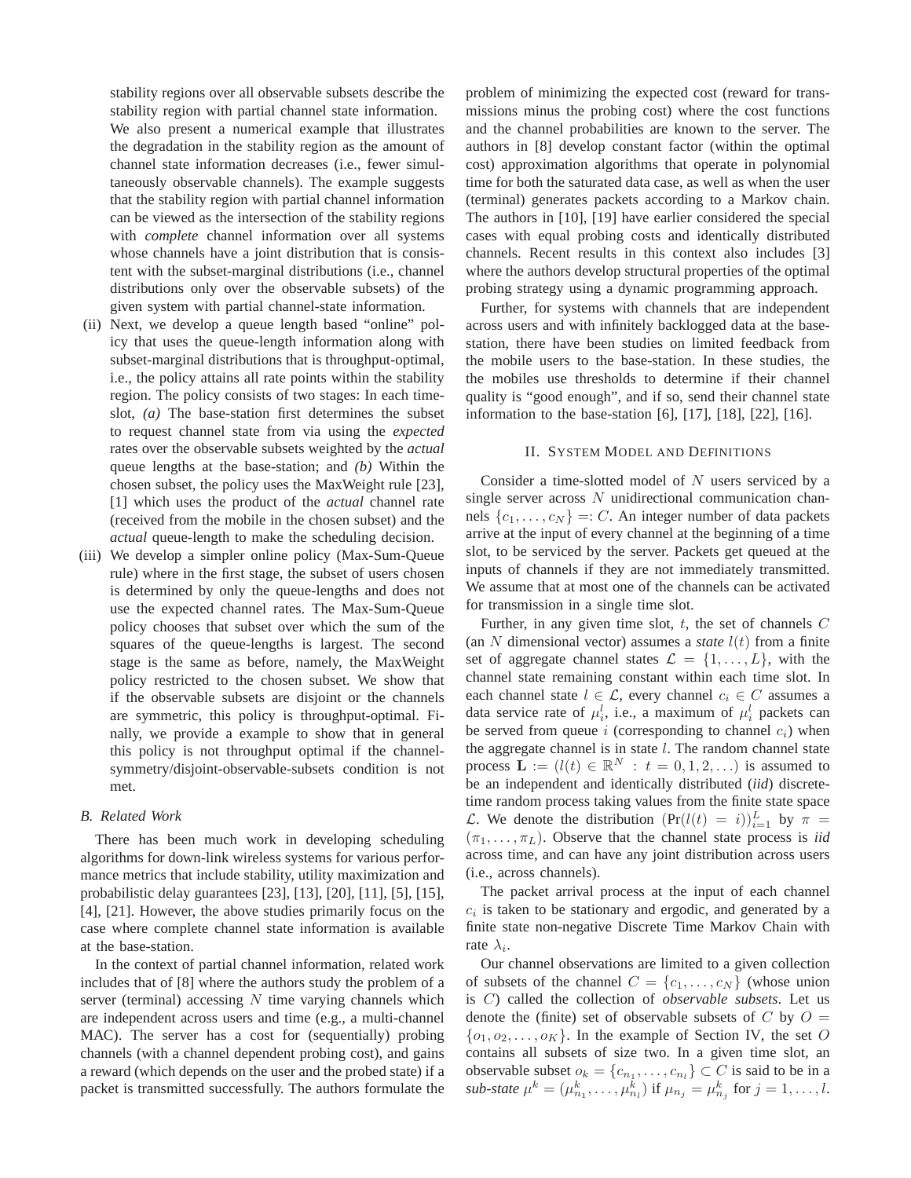stability regions over all observable subsets describe the stability region with partial channel state information. We also present a numerical example that illustrates the degradation in the stability region as the amount of channel state information decreases (i.e., fewer simultaneously observable channels). The example suggests that the stability region with partial channel information can be viewed as the intersection of the stability regions with *complete* channel information over all systems whose channels have a joint distribution that is consistent with the subset-marginal distributions (i.e., channel distributions only over the observable subsets) of the given system with partial channel-state information.

(ii) Next, we develop a queue length based "online" policy that uses the queue-length information along with subset-marginal distributions that is throughput-optimal, i.e., the policy attains all rate points within the stability region. The policy consists of two stages: In each time-slot, *(a)* The base-station first determines the subset to request channel state from via using the *expected* rates over the observable subsets weighted by the *actual* queue lengths at the base-station; and *(b)* Within the chosen subset, the policy uses the MaxWeight rule [23], [1] which uses the product of the *actual* channel rate (received from the mobile in the chosen subset) and the *actual* queue-length to make the scheduling decision.

(iii) We develop a simpler online policy (Max-Sum-Queue rule) where in the first stage, the subset of users chosen is determined by only the queue-lengths and does not use the expected channel rates. The Max-Sum-Queue policy chooses that subset over which the sum of the squares of the queue-lengths is largest. The second stage is the same as before, namely, the MaxWeight policy restricted to the chosen subset. We show that if the observable subsets are disjoint or the channels are symmetric, this policy is throughput-optimal. Finally, we provide a example to show that in general this policy is not throughput optimal if the channel-symmetry/disjoint-observable-subsets condition is not met.

### B. Related Work

There has been much work in developing scheduling algorithms for down-link wireless systems for various performance metrics that include stability, utility maximization and probabilistic delay guarantees [23], [13], [20], [11], [5], [15], [4], [21]. However, the above studies primarily focus on the case where complete channel state information is available at the base-station.

In the context of partial channel information, related work includes that of [8] where the authors study the problem of a server (terminal) accessing $N$ time varying channels which are independent across users and time (e.g., a multi-channel MAC). The server has a cost for (sequentially) probing channels (with a channel dependent probing cost), and gains a reward (which depends on the user and the probed state) if a packet is transmitted successfully. The authors formulate the problem of minimizing the expected cost (reward for transmissions minus the probing cost) where the cost functions and the channel probabilities are known to the server. The authors in [8] develop constant factor (within the optimal cost) approximation algorithms that operate in polynomial time for both the saturated data case, as well as when the user (terminal) generates packets according to a Markov chain. The authors in [10], [19] have earlier considered the special cases with equal probing costs and identically distributed channels. Recent results in this context also includes [3] where the authors develop structural properties of the optimal probing strategy using a dynamic programming approach.

Further, for systems with channels that are independent across users and with infinitely backlogged data at the base-station, there have been studies on limited feedback from the mobile users to the base-station. In these studies, the mobiles use thresholds to determine if their channel quality is "good enough", and if so, send their channel state information to the base-station [6], [17], [18], [22], [16].

## II. System Model and Definitions

Consider a time-slotted model of $N$ users serviced by a single server across $N$ unidirectional communication channels $\{c_1, \ldots, c_N\} =: C$. An integer number of data packets arrive at the input of every channel at the beginning of a time slot, to be serviced by the server. Packets get queued at the inputs of channels if they are not immediately transmitted. We assume that at most one of the channels can be activated for transmission in a single time slot.

Further, in any given time slot, $t$, the set of channels $C$ (an $N$ dimensional vector) assumes a ***state*** $l(t)$ from a finite set of aggregate channel states $\mathcal{L} = \{1, \ldots, L\}$, with the channel state remaining constant within each time slot. In each channel state $l \in \mathcal{L}$, every channel $c_i \in C$ assumes a data service rate of $\mu_i^l$, i.e., a maximum of $\mu_i^l$ packets can be served from queue $i$ (corresponding to channel $c_i$) when the aggregate channel is in state $l$. The random channel state process $\mathbf{L} := (l(t) \in \mathbb{R}^N : t = 0, 1, 2, \ldots)$ is assumed to be an independent and identically distributed (*iid*) discrete-time random process taking values from the finite state space $\mathcal{L}$. We denote the distribution $(\Pr(l(t) = i))_{i=1}^L$ by $\pi = (\pi_1, \ldots, \pi_L)$. Observe that the channel state process is *iid* across time, and can have any joint distribution across users (i.e., across channels).

The packet arrival process at the input of each channel $c_i$ is taken to be stationary and ergodic, and generated by a finite state non-negative Discrete Time Markov Chain with rate $\lambda_i$.

Our channel observations are limited to a given collection of subsets of the channel $C = \{c_1, \ldots, c_N\}$ (whose union is $C$) called the collection of *observable subsets*. Let us denote the (finite) set of observable subsets of $C$ by $O = \{o_1, o_2, \ldots, o_K\}$. In the example of Section IV, the set $O$ contains all subsets of size two. In a given time slot, an observable subset $o_k = \{c_{n_1}, \ldots, c_{n_l}\} \subset C$ is said to be in a ***sub-state*** $\mu^k = (\mu_{n_1}^k, \ldots, \mu_{n_l}^k)$ if $\mu_{n_j} = \mu_{n_j}^k$ for $j = 1, \ldots, l$.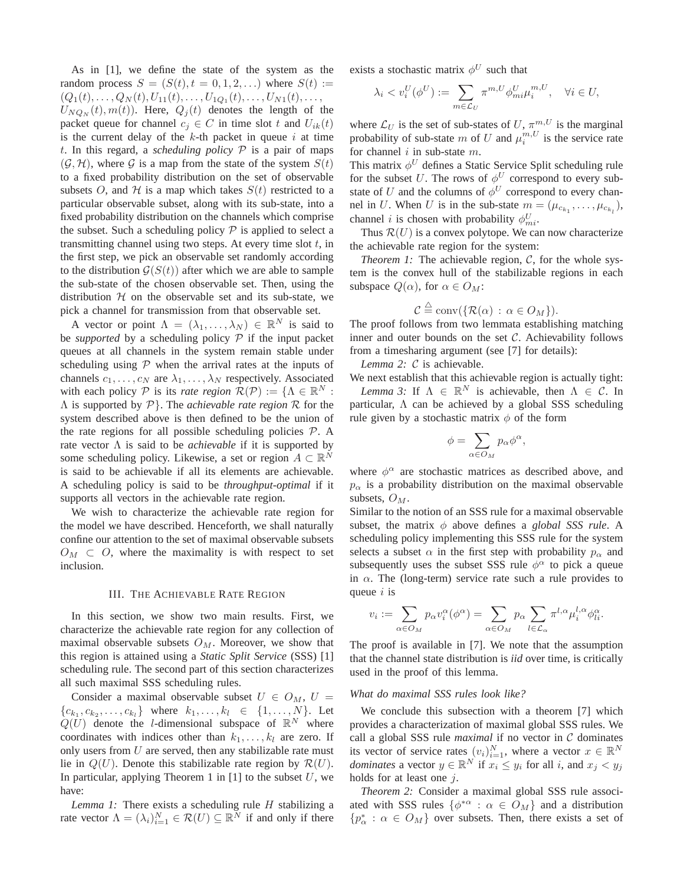As in [1], we define the state of the system as the random process $S = (S(t), t = 0, 1, 2, \ldots)$ where $S(t) := (Q_1(t), \ldots, Q_N(t), U_{11}(t), \ldots, U_{1Q_1}(t), \ldots, U_{N1}(t), \ldots, U_{NQ_N}(t), m(t))$. Here, $Q_j(t)$ denotes the length of the packet queue for channel $c_j \in C$ in time slot $t$ and $U_{ik}(t)$ is the current delay of the $k$-th packet in queue $i$ at time $t$. In this regard, a *scheduling policy* $\mathcal{P}$ is a pair of maps $(\mathcal{G}, \mathcal{H})$, where $\mathcal{G}$ is a map from the state of the system $S(t)$ to a fixed probability distribution on the set of observable subsets $O$, and $\mathcal{H}$ is a map which takes $S(t)$ restricted to a particular observable subset, along with its sub-state, into a fixed probability distribution on the channels which comprise the subset. Such a scheduling policy $\mathcal{P}$ is applied to select a transmitting channel using two steps. At every time slot $t$, in the first step, we pick an observable set randomly according to the distribution $\mathcal{G}(S(t))$ after which we are able to sample the sub-state of the chosen observable set. Then, using the distribution $\mathcal{H}$ on the observable set and its sub-state, we pick a channel for transmission from that observable set.

A vector or point $\Lambda = (\lambda_1, \ldots, \lambda_N) \in \mathbb{R}^N$ is said to be *supported* by a scheduling policy $\mathcal{P}$ if the input packet queues at all channels in the system remain stable under scheduling using $\mathcal{P}$ when the arrival rates at the inputs of channels $c_1, \ldots, c_N$ are $\lambda_1, \ldots, \lambda_N$ respectively. Associated with each policy $\mathcal{P}$ is its *rate region* $\mathcal{R}(\mathcal{P}) := \{\Lambda \in \mathbb{R}^N : \Lambda \text{ is supported by } \mathcal{P}\}$. The *achievable rate region* $\mathcal{R}$ for the system described above is then defined to be the union of the rate regions for all possible scheduling policies $\mathcal{P}$. A rate vector $\Lambda$ is said to be *achievable* if it is supported by some scheduling policy. Likewise, a set or region $A \subset \mathbb{R}^N$ is said to be achievable if all its elements are achievable. A scheduling policy is said to be *throughput-optimal* if it supports all vectors in the achievable rate region.

We wish to characterize the achievable rate region for the model we have described. Henceforth, we shall naturally confine our attention to the set of maximal observable subsets $O_M \subset O$, where the maximality is with respect to set inclusion.

## III. The Achievable Rate Region

In this section, we show two main results. First, we characterize the achievable rate region for any collection of maximal observable subsets $O_M$. Moreover, we show that this region is attained using a *Static Split Service* (SSS) [1] scheduling rule. The second part of this section characterizes all such maximal SSS scheduling rules.

Consider a maximal observable subset $U \in O_M$, $U = \{c_{k_1}, c_{k_2}, \ldots, c_{k_l}\}$ where $k_1, \ldots, k_l \in \{1, \ldots, N\}$. Let $Q(U)$ denote the $l$-dimensional subspace of $\mathbb{R}^N$ where coordinates with indices other than $k_1, \ldots, k_l$ are zero. If only users from $U$ are served, then any stabilizable rate must lie in $Q(U)$. Denote this stabilizable rate region by $\mathcal{R}(U)$. In particular, applying Theorem 1 in [1] to the subset $U$, we have:

*Lemma 1:* There exists a scheduling rule $H$ stabilizing a rate vector $\Lambda = (\lambda_i)_{i=1}^N \in \mathcal{R}(U) \subseteq \mathbb{R}^N$ if and only if there exists a stochastic matrix $\phi^U$ such that

$$\lambda_i < v_i^U(\phi^U) := \sum_{m \in \mathcal{L}_U} \pi^{m,U} \phi^U_{mi} \mu_i^{m,U}, \quad \forall i \in U,$$

where $\mathcal{L}_U$ is the set of sub-states of $U$, $\pi^{m,U}$ is the marginal probability of sub-state $m$ of $U$ and $\mu_i^{m,U}$ is the service rate for channel $i$ in sub-state $m$.

This matrix $\phi^U$ defines a Static Service Split scheduling rule for the subset $U$. The rows of $\phi^U$ correspond to every sub-state of $U$ and the columns of $\phi^U$ correspond to every channel in $U$. When $U$ is in the sub-state $m = (\mu_{c_{k_1}}, \ldots, \mu_{c_{k_l}})$, channel $i$ is chosen with probability $\phi^U_{mi}$.

Thus $\mathcal{R}(U)$ is a convex polytope. We can now characterize the achievable rate region for the system:

*Theorem 1:* The achievable region, $\mathcal{C}$, for the whole system is the convex hull of the stabilizable regions in each subspace $Q(\alpha)$, for $\alpha \in O_M$:

$$\mathcal{C} \stackrel{\triangle}{=} \text{conv}(\{\mathcal{R}(\alpha) : \alpha \in O_M\}).$$

The proof follows from two lemmata establishing matching inner and outer bounds on the set $\mathcal{C}$. Achievability follows from a timesharing argument (see [7] for details):

*Lemma 2:* $\mathcal{C}$ is achievable.

We next establish that this achievable region is actually tight:

*Lemma 3:* If $\Lambda \in \mathbb{R}^N$ is achievable, then $\Lambda \in \mathcal{C}$. In particular, $\Lambda$ can be achieved by a global SSS scheduling rule given by a stochastic matrix $\phi$ of the form

$$\phi = \sum_{\alpha \in O_M} p_\alpha \phi^\alpha,$$

where $\phi^\alpha$ are stochastic matrices as described above, and $p_\alpha$ is a probability distribution on the maximal observable subsets, $O_M$.

Similar to the notion of an SSS rule for a maximal observable subset, the matrix $\phi$ above defines a *global SSS rule*. A scheduling policy implementing this SSS rule for the system selects a subset $\alpha$ in the first step with probability $p_\alpha$ and subsequently uses the subset SSS rule $\phi^\alpha$ to pick a queue in $\alpha$. The (long-term) service rate such a rule provides to queue $i$ is

$$v_i := \sum_{\alpha \in O_M} p_\alpha v_i^\alpha(\phi^\alpha) = \sum_{\alpha \in O_M} p_\alpha \sum_{l \in \mathcal{L}_\alpha} \pi^{l,\alpha} \mu_i^{l,\alpha} \phi^\alpha_{li}.$$

The proof is available in [7]. We note that the assumption that the channel state distribution is *iid* over time, is critically used in the proof of this lemma.

### *What do maximal SSS rules look like?*

We conclude this subsection with a theorem [7] which provides a characterization of maximal global SSS rules. We call a global SSS rule *maximal* if no vector in $\mathcal{C}$ dominates its vector of service rates $(v_i)_{i=1}^N$, where a vector $x \in \mathbb{R}^N$ *dominates* a vector $y \in \mathbb{R}^N$ if $x_i \leq y_i$ for all $i$, and $x_j < y_j$ holds for at least one $j$.

*Theorem 2:* Consider a maximal global SSS rule associated with SSS rules $\{\phi^{*\alpha} : \alpha \in O_M\}$ and a distribution $\{p^*_\alpha : \alpha \in O_M\}$ over subsets. Then, there exists a set of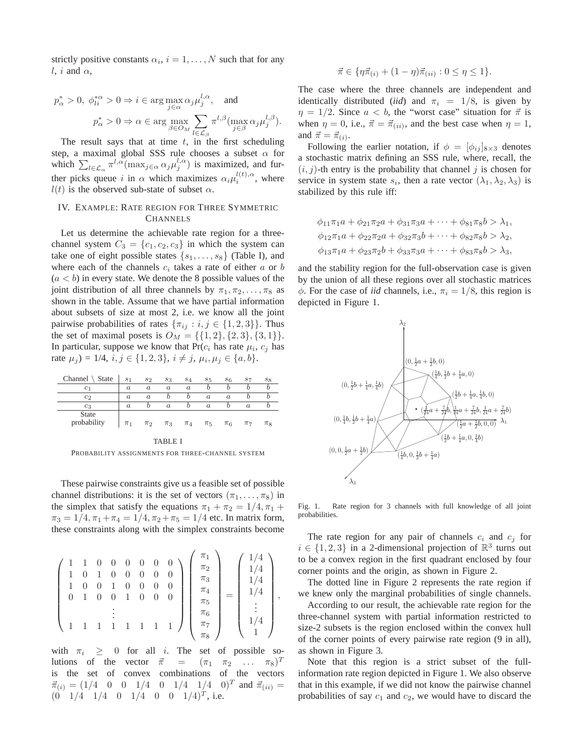strictly positive constants $\alpha_i$, $i = 1, \ldots, N$ such that for any $l$, $i$ and $\alpha$,

$$p^*_\alpha > 0,\ \phi^{*\alpha}_{li} > 0 \Rightarrow i \in \arg\max_{j\in\alpha} \alpha_j \mu_j^{l,\alpha}, \quad \text{and}$$

$$p^*_\alpha > 0 \Rightarrow \alpha \in \arg\max_{\beta\in O_M} \sum_{l\in\mathcal{L}_\beta} \pi^{l,\beta}(\max_{j\in\beta} \alpha_j \mu_j^{l,\beta}).$$

The result says that at time $t$, in the first scheduling step, a maximal global SSS rule chooses a subset $\alpha$ for which $\sum_{l\in\mathcal{L}_\alpha} \pi^{l,\alpha}(\max_{j\in\alpha}\alpha_j\mu_j^{l,\alpha})$ is maximized, and further picks queue $i$ in $\alpha$ which maximizes $\alpha_i\mu_i^{l(t),\alpha}$, where $l(t)$ is the observed sub-state of subset $\alpha$.

## IV. Example: Rate region for Three Symmetric Channels

Let us determine the achievable rate region for a three-channel system $C_3 = \{c_1, c_2, c_3\}$ in which the system can take one of eight possible states $\{s_1, \ldots, s_8\}$ (Table I), and where each of the channels $c_i$ takes a rate of either $a$ or $b$ ($a < b$) in every state. We denote the 8 possible values of the joint distribution of all three channels by $\pi_1, \pi_2, \ldots, \pi_8$ as shown in the table. Assume that we have partial information about subsets of size at most 2, i.e. we know all the joint pairwise probabilities of rates $\{\pi_{ij} : i, j \in \{1, 2, 3\}\}$. Thus the set of maximal posets is $O_M = \{\{1, 2\}, \{2, 3\}, \{3, 1\}\}$. In particular, suppose we know that Pr($c_i$ has rate $\mu_i$, $c_j$ has rate $\mu_j$) = 1/4, $i, j \in \{1, 2, 3\}$, $i \neq j$, $\mu_i, \mu_j \in \{a, b\}$.

| Channel \ State | $s_1$ | $s_2$ | $s_3$ | $s_4$ | $s_5$ | $s_6$ | $s_7$ | $s_8$ |
|---|---|---|---|---|---|---|---|---|
| $c_1$ | $a$ | $a$ | $a$ | $a$ | $b$ | $b$ | $b$ | $b$ |
| $c_2$ | $a$ | $a$ | $b$ | $b$ | $a$ | $a$ | $b$ | $b$ |
| $c_3$ | $a$ | $b$ | $a$ | $b$ | $a$ | $b$ | $a$ | $b$ |
| State probability | $\pi_1$ | $\pi_2$ | $\pi_3$ | $\pi_4$ | $\pi_5$ | $\pi_6$ | $\pi_7$ | $\pi_8$ |

TABLE I

PROBABILITY ASSIGNMENTS FOR THREE-CHANNEL SYSTEM

These pairwise constraints give us a feasible set of possible channel distributions: it is the set of vectors $(\pi_1, \ldots, \pi_8)$ in the simplex that satisfy the equations $\pi_1 + \pi_2 = 1/4, \pi_1 + \pi_3 = 1/4, \pi_1 + \pi_4 = 1/4, \pi_2 + \pi_5 = 1/4$ etc. In matrix form, these constraints along with the simplex constraints become

$$\begin{pmatrix} 1 & 1 & 0 & 0 & 0 & 0 & 0 & 0 \\ 1 & 0 & 1 & 0 & 0 & 0 & 0 & 0 \\ 1 & 0 & 0 & 1 & 0 & 0 & 0 & 0 \\ 0 & 1 & 0 & 0 & 1 & 0 & 0 & 0 \\ & & & \vdots & & & & \\ 1 & 1 & 1 & 1 & 1 & 1 & 1 & 1 \end{pmatrix} \begin{pmatrix} \pi_1 \\ \pi_2 \\ \pi_3 \\ \pi_4 \\ \pi_5 \\ \pi_6 \\ \pi_7 \\ \pi_8 \end{pmatrix} = \begin{pmatrix} 1/4 \\ 1/4 \\ 1/4 \\ 1/4 \\ \vdots \\ 1/4 \\ 1 \end{pmatrix},$$

with $\pi_i \geq 0$ for all $i$. The set of possible solutions of the vector $\vec{\pi} = (\pi_1 \ \pi_2 \ \ldots \ \pi_8)^T$ is the set of convex combinations of the vectors $\vec{\pi}_{(i)} = (1/4 \ \ 0 \ \ 0 \ \ 1/4 \ \ 0 \ \ 1/4 \ \ 1/4 \ \ 0)^T$ and $\vec{\pi}_{(ii)} = (0 \ \ 1/4 \ \ 1/4 \ \ 0 \ \ 1/4 \ \ 0 \ \ 0 \ \ 1/4)^T$, i.e.

$$\vec{\pi} \in \{\eta\vec{\pi}_{(i)} + (1-\eta)\vec{\pi}_{(ii)} : 0 \leq \eta \leq 1\}.$$

The case where the three channels are independent and identically distributed (*iid*) and $\pi_i = 1/8$, is given by $\eta = 1/2$. Since $a < b$, the "worst case" situation for $\vec{\pi}$ is when $\eta = 0$, i.e., $\vec{\pi} = \vec{\pi}_{(ii)}$, and the best case when $\eta = 1$, and $\vec{\pi} = \vec{\pi}_{(i)}$.

Following the earlier notation, if $\phi = [\phi_{ij}]_{8\times 3}$ denotes a stochastic matrix defining an SSS rule, where, recall, the $(i, j)$-th entry is the probability that channel $j$ is chosen for service in system state $s_i$, then a rate vector $(\lambda_1, \lambda_2, \lambda_3)$ is stabilized by this rule iff:

$$\phi_{11}\pi_1 a + \phi_{21}\pi_2 a + \phi_{31}\pi_3 a + \cdots + \phi_{81}\pi_8 b > \lambda_1,$$
$$\phi_{12}\pi_1 a + \phi_{22}\pi_2 a + \phi_{32}\pi_3 b + \cdots + \phi_{82}\pi_8 b > \lambda_2,$$
$$\phi_{13}\pi_1 a + \phi_{23}\pi_2 b + \phi_{33}\pi_3 a + \cdots + \phi_{83}\pi_8 b > \lambda_3,$$

and the stability region for the full-observation case is given by the union of all these regions over all stochastic matrices $\phi$. For the case of *iid* channels, i.e., $\pi_i = 1/8$, this region is depicted in Figure 1.

Fig. 1. Rate region for 3 channels with full knowledge of all joint probabilities.

The rate region for any pair of channels $c_i$ and $c_j$ for $i \in \{1, 2, 3\}$ in a 2-dimensional projection of $\mathbb{R}^3$ turns out to be a convex region in the first quadrant enclosed by four corner points and the origin, as shown in Figure 2.

The dotted line in Figure 2 represents the rate region if we knew only the marginal probabilities of single channels.

According to our result, the achievable rate region for the three-channel system with partial information restricted to size-2 subsets is the region enclosed within the convex hull of the corner points of every pairwise rate region (9 in all), as shown in Figure 3.

Note that this region is a strict subset of the full-information rate region depicted in Figure 1. We also observe that in this example, if we did not know the pairwise channel probabilities of say $c_1$ and $c_2$, we would have to discard the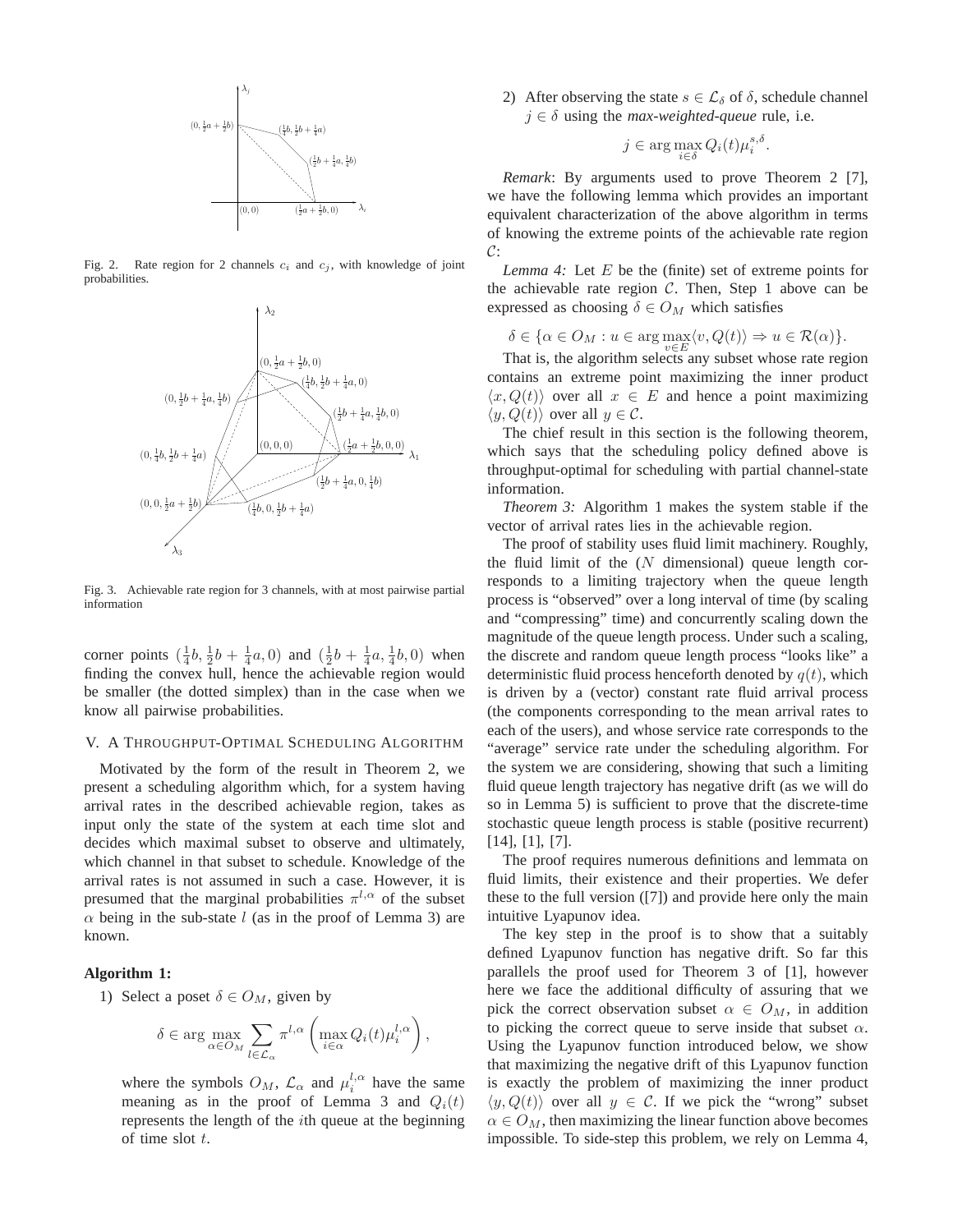Fig. 2. Rate region for 2 channels $c_i$ and $c_j$, with knowledge of joint probabilities.

Fig. 3. Achievable rate region for 3 channels, with at most pairwise partial information

corner points $(\frac{1}{4}b, \frac{1}{2}b + \frac{1}{4}a, 0)$ and $(\frac{1}{2}b + \frac{1}{4}a, \frac{1}{4}b, 0)$ when finding the convex hull, hence the achievable region would be smaller (the dotted simplex) than in the case when we know all pairwise probabilities.

## V. A Throughput-Optimal Scheduling Algorithm

Motivated by the form of the result in Theorem 2, we present a scheduling algorithm which, for a system having arrival rates in the described achievable region, takes as input only the state of the system at each time slot and decides which maximal subset to observe and ultimately, which channel in that subset to schedule. Knowledge of the arrival rates is not assumed in such a case. However, it is presumed that the marginal probabilities $\pi^{l,\alpha}$ of the subset $\alpha$ being in the sub-state $l$ (as in the proof of Lemma 3) are known.

**Algorithm 1:**

1) Select a poset $\delta \in O_M$, given by

$$\delta \in \arg\max_{\alpha \in O_M} \sum_{l \in \mathcal{L}_\alpha} \pi^{l,\alpha} \left( \max_{i \in \alpha} Q_i(t) \mu_i^{l,\alpha} \right),$$

where the symbols $O_M$, $\mathcal{L}_\alpha$ and $\mu_i^{l,\alpha}$ have the same meaning as in the proof of Lemma 3 and $Q_i(t)$ represents the length of the $i$th queue at the beginning of time slot $t$.

2) After observing the state $s \in \mathcal{L}_\delta$ of $\delta$, schedule channel $j \in \delta$ using the *max-weighted-queue* rule, i.e.

$$j \in \arg\max_{i \in \delta} Q_i(t) \mu_i^{s,\delta}.$$

*Remark*: By arguments used to prove Theorem 2 [7], we have the following lemma which provides an important equivalent characterization of the above algorithm in terms of knowing the extreme points of the achievable rate region $\mathcal{C}$:

*Lemma 4:* Let $E$ be the (finite) set of extreme points for the achievable rate region $\mathcal{C}$. Then, Step 1 above can be expressed as choosing $\delta \in O_M$ which satisfies

$$\delta \in \{\alpha \in O_M : u \in \arg\max_{v \in E} \langle v, Q(t) \rangle \Rightarrow u \in \mathcal{R}(\alpha)\}.$$

That is, the algorithm selects any subset whose rate region contains an extreme point maximizing the inner product $\langle x, Q(t) \rangle$ over all $x \in E$ and hence a point maximizing $\langle y, Q(t) \rangle$ over all $y \in \mathcal{C}$.

The chief result in this section is the following theorem, which says that the scheduling policy defined above is throughput-optimal for scheduling with partial channel-state information.

*Theorem 3:* Algorithm 1 makes the system stable if the vector of arrival rates lies in the achievable region.

The proof of stability uses fluid limit machinery. Roughly, the fluid limit of the ($N$ dimensional) queue length corresponds to a limiting trajectory when the queue length process is "observed" over a long interval of time (by scaling and "compressing" time) and concurrently scaling down the magnitude of the queue length process. Under such a scaling, the discrete and random queue length process "looks like" a deterministic fluid process henceforth denoted by $q(t)$, which is driven by a (vector) constant rate fluid arrival process (the components corresponding to the mean arrival rates to each of the users), and whose service rate corresponds to the "average" service rate under the scheduling algorithm. For the system we are considering, showing that such a limiting fluid queue length trajectory has negative drift (as we will do so in Lemma 5) is sufficient to prove that the discrete-time stochastic queue length process is stable (positive recurrent) [14], [1], [7].

The proof requires numerous definitions and lemmata on fluid limits, their existence and their properties. We defer these to the full version ([7]) and provide here only the main intuitive Lyapunov idea.

The key step in the proof is to show that a suitably defined Lyapunov function has negative drift. So far this parallels the proof used for Theorem 3 of [1], however here we face the additional difficulty of assuring that we pick the correct observation subset $\alpha \in O_M$, in addition to picking the correct queue to serve inside that subset $\alpha$. Using the Lyapunov function introduced below, we show that maximizing the negative drift of this Lyapunov function is exactly the problem of maximizing the inner product $\langle y, Q(t) \rangle$ over all $y \in \mathcal{C}$. If we pick the "wrong" subset $\alpha \in O_M$, then maximizing the linear function above becomes impossible. To side-step this problem, we rely on Lemma 4,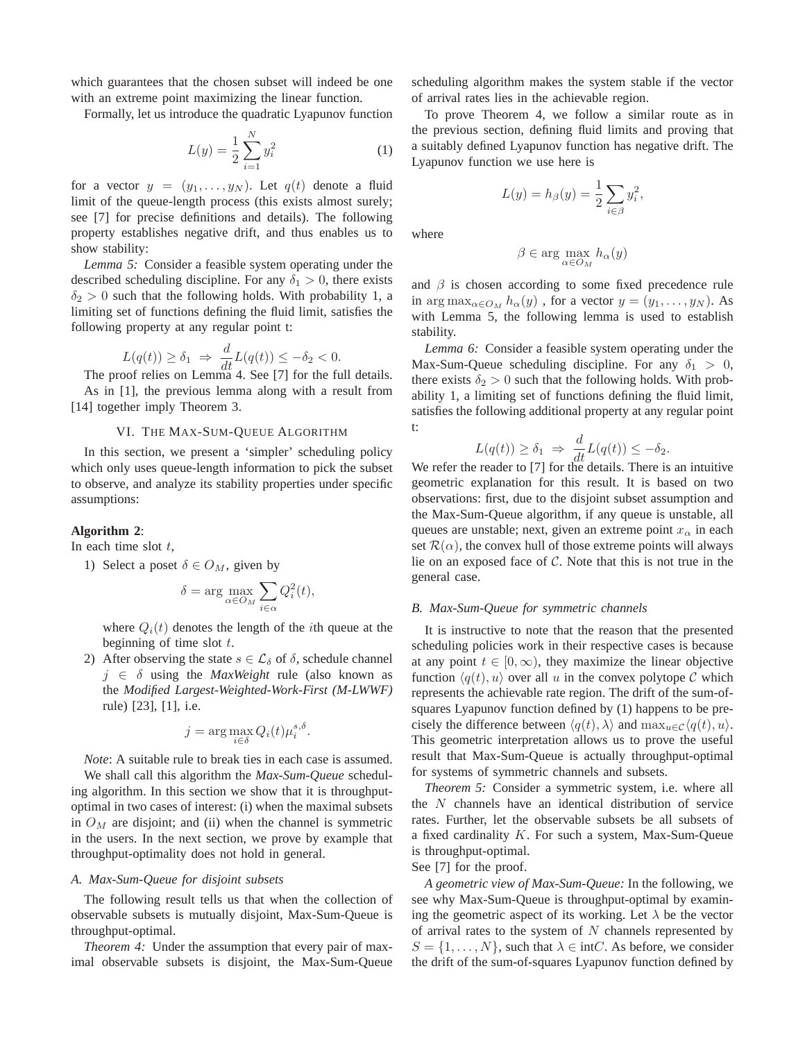which guarantees that the chosen subset will indeed be one with an extreme point maximizing the linear function.

Formally, let us introduce the quadratic Lyapunov function

$$L(y) = \frac{1}{2}\sum_{i=1}^{N} y_i^2 \qquad (1)$$

for a vector $y = (y_1, \ldots, y_N)$. Let $q(t)$ denote a fluid limit of the queue-length process (this exists almost surely; see [7] for precise definitions and details). The following property establishes negative drift, and thus enables us to show stability:

*Lemma 5:* Consider a feasible system operating under the described scheduling discipline. For any $\delta_1 > 0$, there exists $\delta_2 > 0$ such that the following holds. With probability 1, a limiting set of functions defining the fluid limit, satisfies the following property at any regular point t:

$$L(q(t)) \geq \delta_1 \;\Rightarrow\; \frac{d}{dt}L(q(t)) \leq -\delta_2 < 0.$$

The proof relies on Lemma 4. See [7] for the full details.

As in [1], the previous lemma along with a result from [14] together imply Theorem 3.

## VI. The Max-Sum-Queue Algorithm

In this section, we present a 'simpler' scheduling policy which only uses queue-length information to pick the subset to observe, and analyze its stability properties under specific assumptions:

**Algorithm 2**:
In each time slot $t$,

1) Select a poset $\delta \in O_M$, given by

$$\delta = \arg\max_{\alpha \in O_M} \sum_{i \in \alpha} Q_i^2(t),$$

where $Q_i(t)$ denotes the length of the $i$th queue at the beginning of time slot $t$.

2) After observing the state $s \in \mathcal{L}_\delta$ of $\delta$, schedule channel $j \in \delta$ using the ***MaxWeight*** rule (also known as the ***Modified Largest-Weighted-Work-First (M-LWWF)*** rule) [23], [1], i.e.

$$j = \arg\max_{i \in \delta} Q_i(t)\mu_i^{s,\delta}.$$

*Note*: A suitable rule to break ties in each case is assumed.

We shall call this algorithm the *Max-Sum-Queue* scheduling algorithm. In this section we show that it is throughput-optimal in two cases of interest: (i) when the maximal subsets in $O_M$ are disjoint; and (ii) when the channel is symmetric in the users. In the next section, we prove by example that throughput-optimality does not hold in general.

### A. Max-Sum-Queue for disjoint subsets

The following result tells us that when the collection of observable subsets is mutually disjoint, Max-Sum-Queue is throughput-optimal.

*Theorem 4:* Under the assumption that every pair of maximal observable subsets is disjoint, the Max-Sum-Queue scheduling algorithm makes the system stable if the vector of arrival rates lies in the achievable region.

To prove Theorem 4, we follow a similar route as in the previous section, defining fluid limits and proving that a suitably defined Lyapunov function has negative drift. The Lyapunov function we use here is

$$L(y) = h_\beta(y) = \frac{1}{2}\sum_{i \in \beta} y_i^2,$$

where

$$\beta \in \arg\max_{\alpha \in O_M} h_\alpha(y)$$

and $\beta$ is chosen according to some fixed precedence rule in $\arg\max_{\alpha \in O_M} h_\alpha(y)$ , for a vector $y = (y_1, \ldots, y_N)$. As with Lemma 5, the following lemma is used to establish stability.

*Lemma 6:* Consider a feasible system operating under the Max-Sum-Queue scheduling discipline. For any $\delta_1 > 0$, there exists $\delta_2 > 0$ such that the following holds. With probability 1, a limiting set of functions defining the fluid limit, satisfies the following additional property at any regular point t:

$$L(q(t)) \geq \delta_1 \;\Rightarrow\; \frac{d}{dt}L(q(t)) \leq -\delta_2.$$

We refer the reader to [7] for the details. There is an intuitive geometric explanation for this result. It is based on two observations: first, due to the disjoint subset assumption and the Max-Sum-Queue algorithm, if any queue is unstable, all queues are unstable; next, given an extreme point $x_\alpha$ in each set $\mathcal{R}(\alpha)$, the convex hull of those extreme points will always lie on an exposed face of $\mathcal{C}$. Note that this is not true in the general case.

### B. Max-Sum-Queue for symmetric channels

It is instructive to note that the reason that the presented scheduling policies work in their respective cases is because at any point $t \in [0, \infty)$, they maximize the linear objective function $\langle q(t), u\rangle$ over all $u$ in the convex polytope $\mathcal{C}$ which represents the achievable rate region. The drift of the sum-of-squares Lyapunov function defined by (1) happens to be precisely the difference between $\langle q(t), \lambda\rangle$ and $\max_{u \in \mathcal{C}}\langle q(t), u\rangle$. This geometric interpretation allows us to prove the useful result that Max-Sum-Queue is actually throughput-optimal for systems of symmetric channels and subsets.

*Theorem 5:* Consider a symmetric system, i.e. where all the $N$ channels have an identical distribution of service rates. Further, let the observable subsets be all subsets of a fixed cardinality $K$. For such a system, Max-Sum-Queue is throughput-optimal.

See [7] for the proof.

*A geometric view of Max-Sum-Queue:* In the following, we see why Max-Sum-Queue is throughput-optimal by examining the geometric aspect of its working. Let $\lambda$ be the vector of arrival rates to the system of $N$ channels represented by $S = \{1, \ldots, N\}$, such that $\lambda \in \text{int}C$. As before, we consider the drift of the sum-of-squares Lyapunov function defined by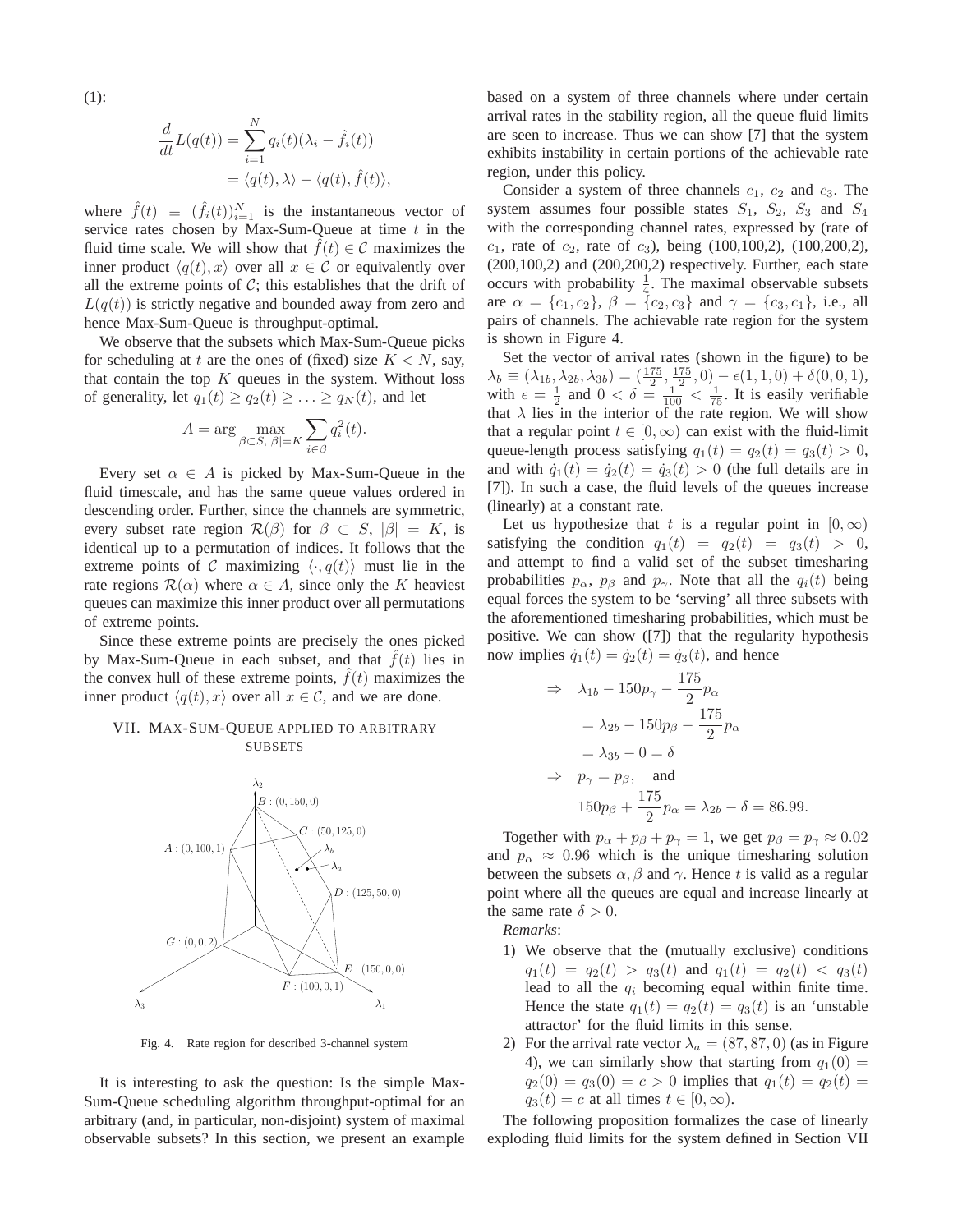(1):

$$\frac{d}{dt}L(q(t)) = \sum_{i=1}^{N} q_i(t)(\lambda_i - \hat{f}_i(t))$$
$$= \langle q(t), \lambda \rangle - \langle q(t), \hat{f}(t) \rangle,$$

where $\hat{f}(t) \equiv (\hat{f}_i(t))_{i=1}^N$ is the instantaneous vector of service rates chosen by Max-Sum-Queue at time $t$ in the fluid time scale. We will show that $\hat{f}(t) \in \mathcal{C}$ maximizes the inner product $\langle q(t), x \rangle$ over all $x \in \mathcal{C}$ or equivalently over all the extreme points of $\mathcal{C}$; this establishes that the drift of $L(q(t))$ is strictly negative and bounded away from zero and hence Max-Sum-Queue is throughput-optimal.

We observe that the subsets which Max-Sum-Queue picks for scheduling at $t$ are the ones of (fixed) size $K < N$, say, that contain the top $K$ queues in the system. Without loss of generality, let $q_1(t) \geq q_2(t) \geq \ldots \geq q_N(t)$, and let

$$A = \arg \max_{\beta \subset S, |\beta|=K} \sum_{i \in \beta} q_i^2(t).$$

Every set $\alpha \in A$ is picked by Max-Sum-Queue in the fluid timescale, and has the same queue values ordered in descending order. Further, since the channels are symmetric, every subset rate region $\mathcal{R}(\beta)$ for $\beta \subset S$, $|\beta| = K$, is identical up to a permutation of indices. It follows that the extreme points of $\mathcal{C}$ maximizing $\langle \cdot, q(t) \rangle$ must lie in the rate regions $\mathcal{R}(\alpha)$ where $\alpha \in A$, since only the $K$ heaviest queues can maximize this inner product over all permutations of extreme points.

Since these extreme points are precisely the ones picked by Max-Sum-Queue in each subset, and that $\hat{f}(t)$ lies in the convex hull of these extreme points, $\hat{f}(t)$ maximizes the inner product $\langle q(t), x \rangle$ over all $x \in \mathcal{C}$, and we are done.

## VII. Max-Sum-Queue applied to arbitrary subsets

Fig. 4. Rate region for described 3-channel system

It is interesting to ask the question: Is the simple Max-Sum-Queue scheduling algorithm throughput-optimal for an arbitrary (and, in particular, non-disjoint) system of maximal observable subsets? In this section, we present an example based on a system of three channels where under certain arrival rates in the stability region, all the queue fluid limits are seen to increase. Thus we can show [7] that the system exhibits instability in certain portions of the achievable rate region, under this policy.

Consider a system of three channels $c_1$, $c_2$ and $c_3$. The system assumes four possible states $S_1$, $S_2$, $S_3$ and $S_4$ with the corresponding channel rates, expressed by (rate of $c_1$, rate of $c_2$, rate of $c_3$), being (100,100,2), (100,200,2), (200,100,2) and (200,200,2) respectively. Further, each state occurs with probability $\frac{1}{4}$. The maximal observable subsets are $\alpha = \{c_1, c_2\}$, $\beta = \{c_2, c_3\}$ and $\gamma = \{c_3, c_1\}$, i.e., all pairs of channels. The achievable rate region for the system is shown in Figure 4.

Set the vector of arrival rates (shown in the figure) to be $\lambda_b \equiv (\lambda_{1b}, \lambda_{2b}, \lambda_{3b}) = (\frac{175}{2}, \frac{175}{2}, 0) - \epsilon(1,1,0) + \delta(0,0,1)$, with $\epsilon = \frac{1}{2}$ and $0 < \delta = \frac{1}{100} < \frac{1}{75}$. It is easily verifiable that $\lambda$ lies in the interior of the rate region. We will show that a regular point $t \in [0, \infty)$ can exist with the fluid-limit queue-length process satisfying $q_1(t) = q_2(t) = q_3(t) > 0$, and with $\dot{q}_1(t) = \dot{q}_2(t) = \dot{q}_3(t) > 0$ (the full details are in [7]). In such a case, the fluid levels of the queues increase (linearly) at a constant rate.

Let us hypothesize that $t$ is a regular point in $[0, \infty)$ satisfying the condition $q_1(t) = q_2(t) = q_3(t) > 0$, and attempt to find a valid set of the subset timesharing probabilities $p_\alpha$, $p_\beta$ and $p_\gamma$. Note that all the $q_i(t)$ being equal forces the system to be 'serving' all three subsets with the aforementioned timesharing probabilities, which must be positive. We can show ([7]) that the regularity hypothesis now implies $\dot{q}_1(t) = \dot{q}_2(t) = \dot{q}_3(t)$, and hence

$$\begin{aligned}
\Rightarrow \quad & \lambda_{1b} - 150p_\gamma - \frac{175}{2}p_\alpha \\
& = \lambda_{2b} - 150p_\beta - \frac{175}{2}p_\alpha \\
& = \lambda_{3b} - 0 = \delta \\
\Rightarrow \quad & p_\gamma = p_\beta, \quad \text{and} \\
& 150p_\beta + \frac{175}{2}p_\alpha = \lambda_{2b} - \delta = 86.99.
\end{aligned}$$

Together with $p_\alpha + p_\beta + p_\gamma = 1$, we get $p_\beta = p_\gamma \approx 0.02$ and $p_\alpha \approx 0.96$ which is the unique timesharing solution between the subsets $\alpha, \beta$ and $\gamma$. Hence $t$ is valid as a regular point where all the queues are equal and increase linearly at the same rate $\delta > 0$.

*Remarks*:

1) We observe that the (mutually exclusive) conditions $q_1(t) = q_2(t) > q_3(t)$ and $q_1(t) = q_2(t) < q_3(t)$ lead to all the $q_i$ becoming equal within finite time. Hence the state $q_1(t) = q_2(t) = q_3(t)$ is an 'unstable attractor' for the fluid limits in this sense.
2) For the arrival rate vector $\lambda_a = (87, 87, 0)$ (as in Figure 4), we can similarly show that starting from $q_1(0) = q_2(0) = q_3(0) = c > 0$ implies that $q_1(t) = q_2(t) = q_3(t) = c$ at all times $t \in [0, \infty)$.

The following proposition formalizes the case of linearly exploding fluid limits for the system defined in Section VII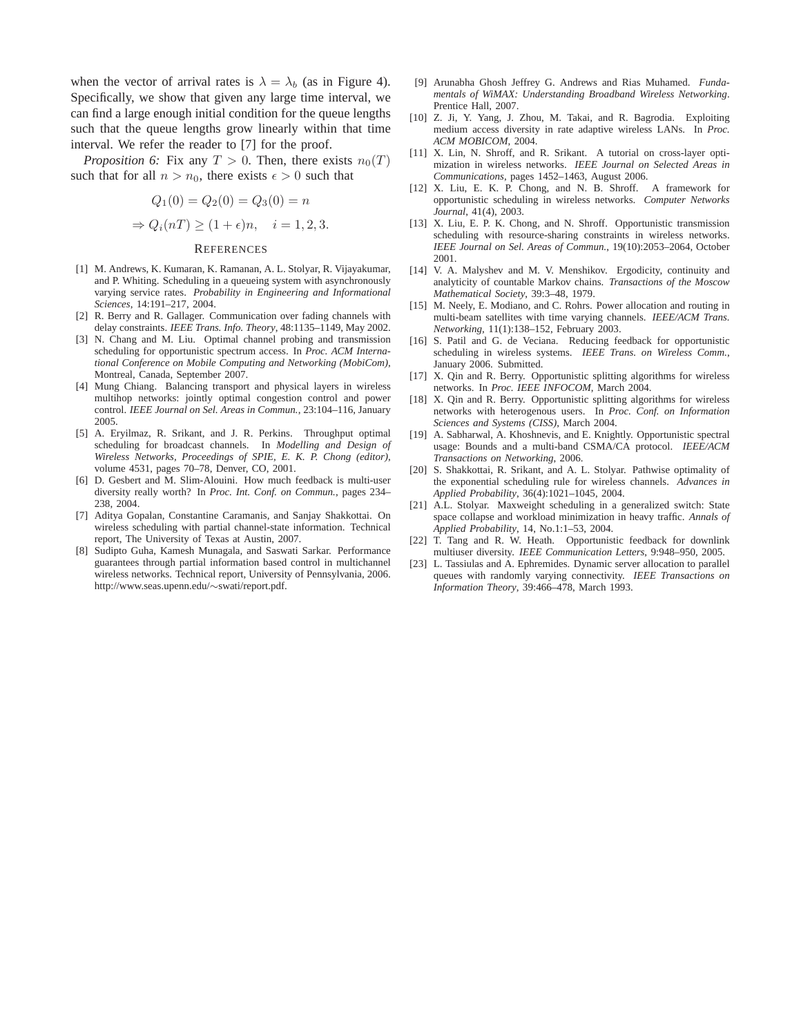when the vector of arrival rates is $\lambda = \lambda_b$ (as in Figure 4). Specifically, we show that given any large time interval, we can find a large enough initial condition for the queue lengths such that the queue lengths grow linearly within that time interval. We refer the reader to [7] for the proof.

*Proposition 6:* Fix any $T > 0$. Then, there exists $n_0(T)$ such that for all $n > n_0$, there exists $\epsilon > 0$ such that

$$Q_1(0) = Q_2(0) = Q_3(0) = n$$
$$\Rightarrow Q_i(nT) \geq (1 + \epsilon)n, \quad i = 1, 2, 3.$$

## References

[1] M. Andrews, K. Kumaran, K. Ramanan, A. L. Stolyar, R. Vijayakumar, and P. Whiting. Scheduling in a queueing system with asynchronously varying service rates. *Probability in Engineering and Informational Sciences*, 14:191–217, 2004.

[2] R. Berry and R. Gallager. Communication over fading channels with delay constraints. *IEEE Trans. Info. Theory*, 48:1135–1149, May 2002.

[3] N. Chang and M. Liu. Optimal channel probing and transmission scheduling for opportunistic spectrum access. In *Proc. ACM International Conference on Mobile Computing and Networking (MobiCom)*, Montreal, Canada, September 2007.

[4] Mung Chiang. Balancing transport and physical layers in wireless multihop networks: jointly optimal congestion control and power control. *IEEE Journal on Sel. Areas in Commun.*, 23:104–116, January 2005.

[5] A. Eryilmaz, R. Srikant, and J. R. Perkins. Throughput optimal scheduling for broadcast channels. In *Modelling and Design of Wireless Networks, Proceedings of SPIE, E. K. P. Chong (editor)*, volume 4531, pages 70–78, Denver, CO, 2001.

[6] D. Gesbert and M. Slim-Alouini. How much feedback is multi-user diversity really worth? In *Proc. Int. Conf. on Commun.*, pages 234–238, 2004.

[7] Aditya Gopalan, Constantine Caramanis, and Sanjay Shakkottai. On wireless scheduling with partial channel-state information. Technical report, The University of Texas at Austin, 2007.

[8] Sudipto Guha, Kamesh Munagala, and Saswati Sarkar. Performance guarantees through partial information based control in multichannel wireless networks. Technical report, University of Pennsylvania, 2006. http://www.seas.upenn.edu/∼swati/report.pdf.

[9] Arunabha Ghosh Jeffrey G. Andrews and Rias Muhamed. *Fundamentals of WiMAX: Understanding Broadband Wireless Networking*. Prentice Hall, 2007.

[10] Z. Ji, Y. Yang, J. Zhou, M. Takai, and R. Bagrodia. Exploiting medium access diversity in rate adaptive wireless LANs. In *Proc. ACM MOBICOM*, 2004.

[11] X. Lin, N. Shroff, and R. Srikant. A tutorial on cross-layer optimization in wireless networks. *IEEE Journal on Selected Areas in Communications*, pages 1452–1463, August 2006.

[12] X. Liu, E. K. P. Chong, and N. B. Shroff. A framework for opportunistic scheduling in wireless networks. *Computer Networks Journal*, 41(4), 2003.

[13] X. Liu, E. P. K. Chong, and N. Shroff. Opportunistic transmission scheduling with resource-sharing constraints in wireless networks. *IEEE Journal on Sel. Areas of Commun.*, 19(10):2053–2064, October 2001.

[14] V. A. Malyshev and M. V. Menshikov. Ergodicity, continuity and analyticity of countable Markov chains. *Transactions of the Moscow Mathematical Society*, 39:3–48, 1979.

[15] M. Neely, E. Modiano, and C. Rohrs. Power allocation and routing in multi-beam satellites with time varying channels. *IEEE/ACM Trans. Networking*, 11(1):138–152, February 2003.

[16] S. Patil and G. de Veciana. Reducing feedback for opportunistic scheduling in wireless systems. *IEEE Trans. on Wireless Comm.*, January 2006. Submitted.

[17] X. Qin and R. Berry. Opportunistic splitting algorithms for wireless networks. In *Proc. IEEE INFOCOM*, March 2004.

[18] X. Qin and R. Berry. Opportunistic splitting algorithms for wireless networks with heterogenous users. In *Proc. Conf. on Information Sciences and Systems (CISS)*, March 2004.

[19] A. Sabharwal, A. Khoshnevis, and E. Knightly. Opportunistic spectral usage: Bounds and a multi-band CSMA/CA protocol. *IEEE/ACM Transactions on Networking*, 2006.

[20] S. Shakkottai, R. Srikant, and A. L. Stolyar. Pathwise optimality of the exponential scheduling rule for wireless channels. *Advances in Applied Probability*, 36(4):1021–1045, 2004.

[21] A.L. Stolyar. Maxweight scheduling in a generalized switch: State space collapse and workload minimization in heavy traffic. *Annals of Applied Probability*, 14, No.1:1–53, 2004.

[22] T. Tang and R. W. Heath. Opportunistic feedback for downlink multiuser diversity. *IEEE Communication Letters*, 9:948–950, 2005.

[23] L. Tassiulas and A. Ephremides. Dynamic server allocation to parallel queues with randomly varying connectivity. *IEEE Transactions on Information Theory*, 39:466–478, March 1993.